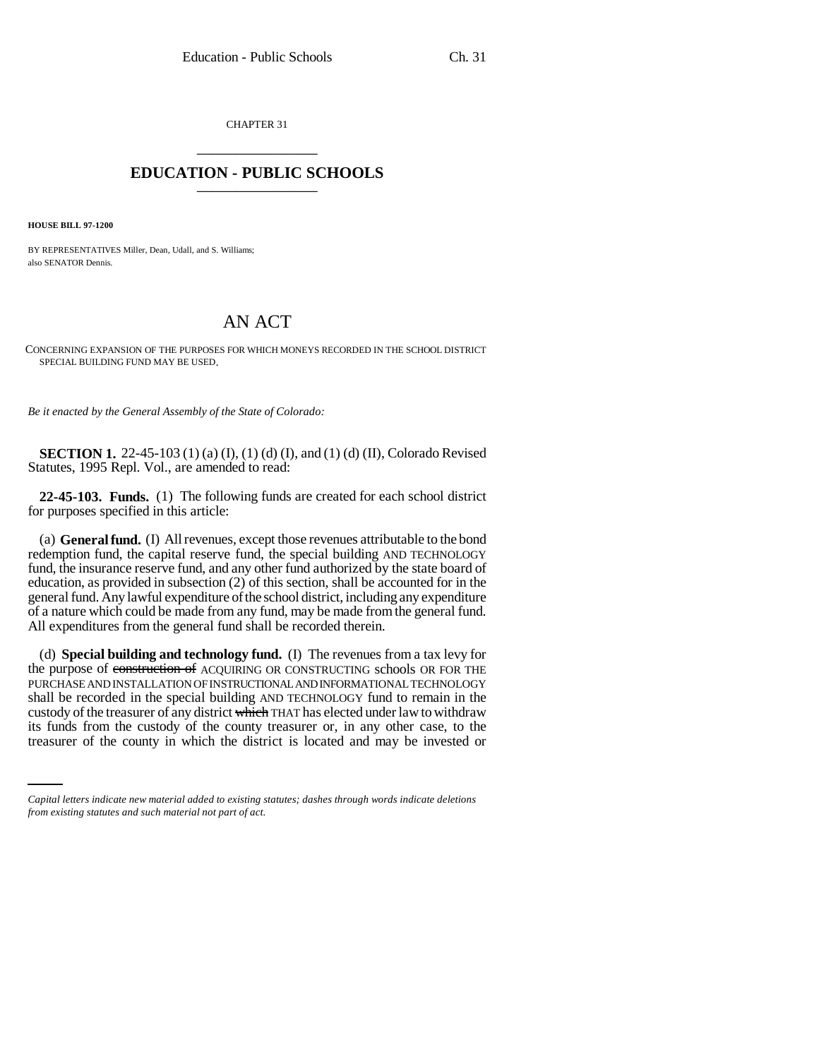CHAPTER 31

# EDUCATION - PUBLIC SCHOOLS

**HOUSE BILL 97-1200**

BY REPRESENTATIVES Miller, Dean, Udall, and S. Williams;
also SENATOR Dennis.

# AN ACT

CONCERNING EXPANSION OF THE PURPOSES FOR WHICH MONEYS RECORDED IN THE SCHOOL DISTRICT SPECIAL BUILDING FUND MAY BE USED.

*Be it enacted by the General Assembly of the State of Colorado:*

**SECTION 1.** 22-45-103 (1) (a) (I), (1) (d) (I), and (1) (d) (II), Colorado Revised Statutes, 1995 Repl. Vol., are amended to read:

**22-45-103. Funds.** (1) The following funds are created for each school district for purposes specified in this article:

(a) **General fund.** (I) All revenues, except those revenues attributable to the bond redemption fund, the capital reserve fund, the special building AND TECHNOLOGY fund, the insurance reserve fund, and any other fund authorized by the state board of education, as provided in subsection (2) of this section, shall be accounted for in the general fund. Any lawful expenditure of the school district, including any expenditure of a nature which could be made from any fund, may be made from the general fund. All expenditures from the general fund shall be recorded therein.

(d) **Special building and technology fund.** (I) The revenues from a tax levy for the purpose of ~~construction of~~ ACQUIRING OR CONSTRUCTING schools OR FOR THE PURCHASE AND INSTALLATION OF INSTRUCTIONAL AND INFORMATIONAL TECHNOLOGY shall be recorded in the special building AND TECHNOLOGY fund to remain in the custody of the treasurer of any district ~~which~~ THAT has elected under law to withdraw its funds from the custody of the county treasurer or, in any other case, to the treasurer of the county in which the district is located and may be invested or

*Capital letters indicate new material added to existing statutes; dashes through words indicate deletions from existing statutes and such material not part of act.*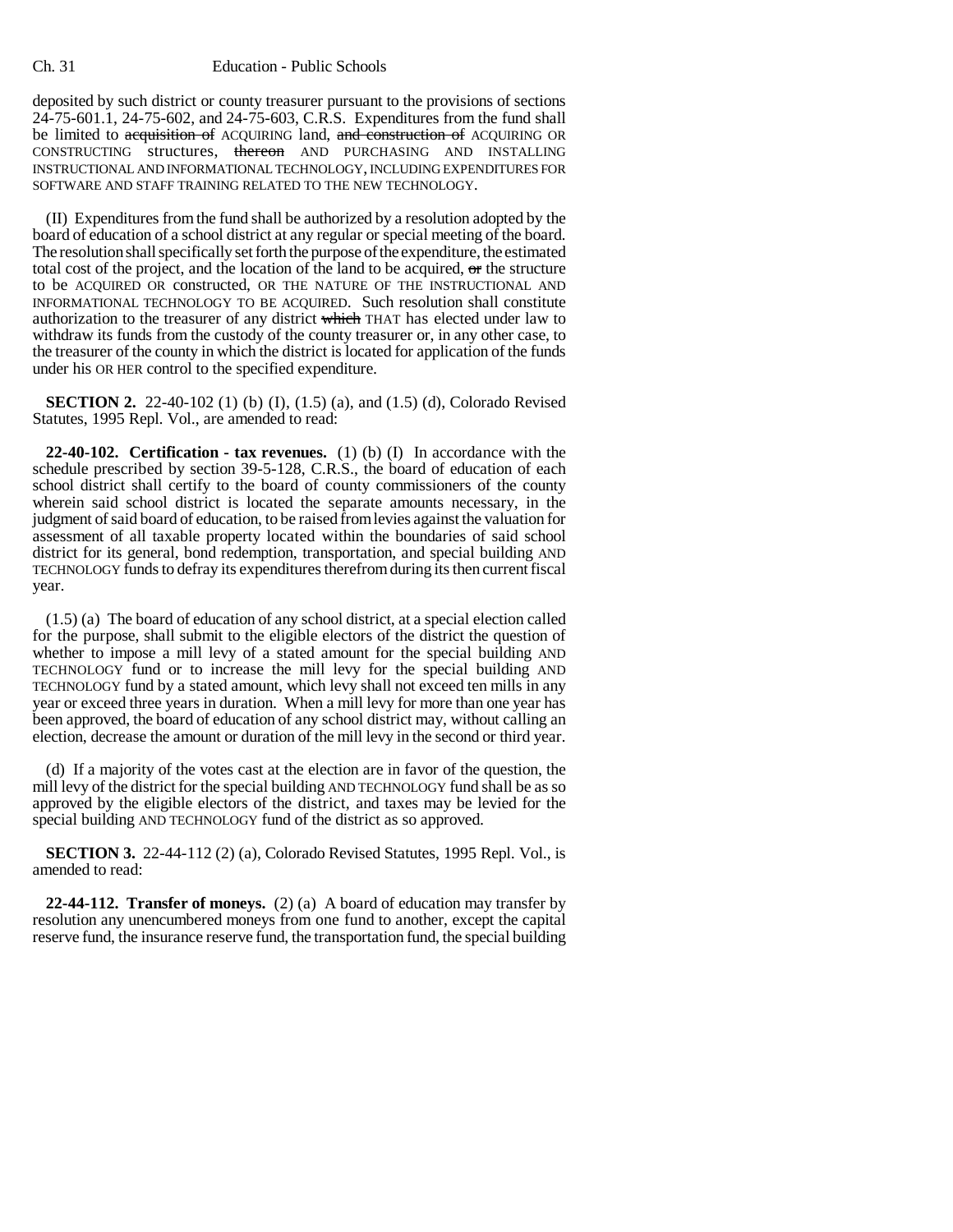deposited by such district or county treasurer pursuant to the provisions of sections 24-75-601.1, 24-75-602, and 24-75-603, C.R.S. Expenditures from the fund shall be limited to ~~acquisition of~~ ACQUIRING land, ~~and construction of~~ ACQUIRING OR CONSTRUCTING structures, ~~thereon~~ AND PURCHASING AND INSTALLING INSTRUCTIONAL AND INFORMATIONAL TECHNOLOGY, INCLUDING EXPENDITURES FOR SOFTWARE AND STAFF TRAINING RELATED TO THE NEW TECHNOLOGY.

(II) Expenditures from the fund shall be authorized by a resolution adopted by the board of education of a school district at any regular or special meeting of the board. The resolution shall specifically set forth the purpose of the expenditure, the estimated total cost of the project, and the location of the land to be acquired, ~~or~~ the structure to be ACQUIRED OR constructed, OR THE NATURE OF THE INSTRUCTIONAL AND INFORMATIONAL TECHNOLOGY TO BE ACQUIRED. Such resolution shall constitute authorization to the treasurer of any district ~~which~~ THAT has elected under law to withdraw its funds from the custody of the county treasurer or, in any other case, to the treasurer of the county in which the district is located for application of the funds under his OR HER control to the specified expenditure.

**SECTION 2.** 22-40-102 (1) (b) (I), (1.5) (a), and (1.5) (d), Colorado Revised Statutes, 1995 Repl. Vol., are amended to read:

**22-40-102. Certification - tax revenues.** (1) (b) (I) In accordance with the schedule prescribed by section 39-5-128, C.R.S., the board of education of each school district shall certify to the board of county commissioners of the county wherein said school district is located the separate amounts necessary, in the judgment of said board of education, to be raised from levies against the valuation for assessment of all taxable property located within the boundaries of said school district for its general, bond redemption, transportation, and special building AND TECHNOLOGY funds to defray its expenditures therefrom during its then current fiscal year.

(1.5) (a) The board of education of any school district, at a special election called for the purpose, shall submit to the eligible electors of the district the question of whether to impose a mill levy of a stated amount for the special building AND TECHNOLOGY fund or to increase the mill levy for the special building AND TECHNOLOGY fund by a stated amount, which levy shall not exceed ten mills in any year or exceed three years in duration. When a mill levy for more than one year has been approved, the board of education of any school district may, without calling an election, decrease the amount or duration of the mill levy in the second or third year.

(d) If a majority of the votes cast at the election are in favor of the question, the mill levy of the district for the special building AND TECHNOLOGY fund shall be as so approved by the eligible electors of the district, and taxes may be levied for the special building AND TECHNOLOGY fund of the district as so approved.

**SECTION 3.** 22-44-112 (2) (a), Colorado Revised Statutes, 1995 Repl. Vol., is amended to read:

**22-44-112. Transfer of moneys.** (2) (a) A board of education may transfer by resolution any unencumbered moneys from one fund to another, except the capital reserve fund, the insurance reserve fund, the transportation fund, the special building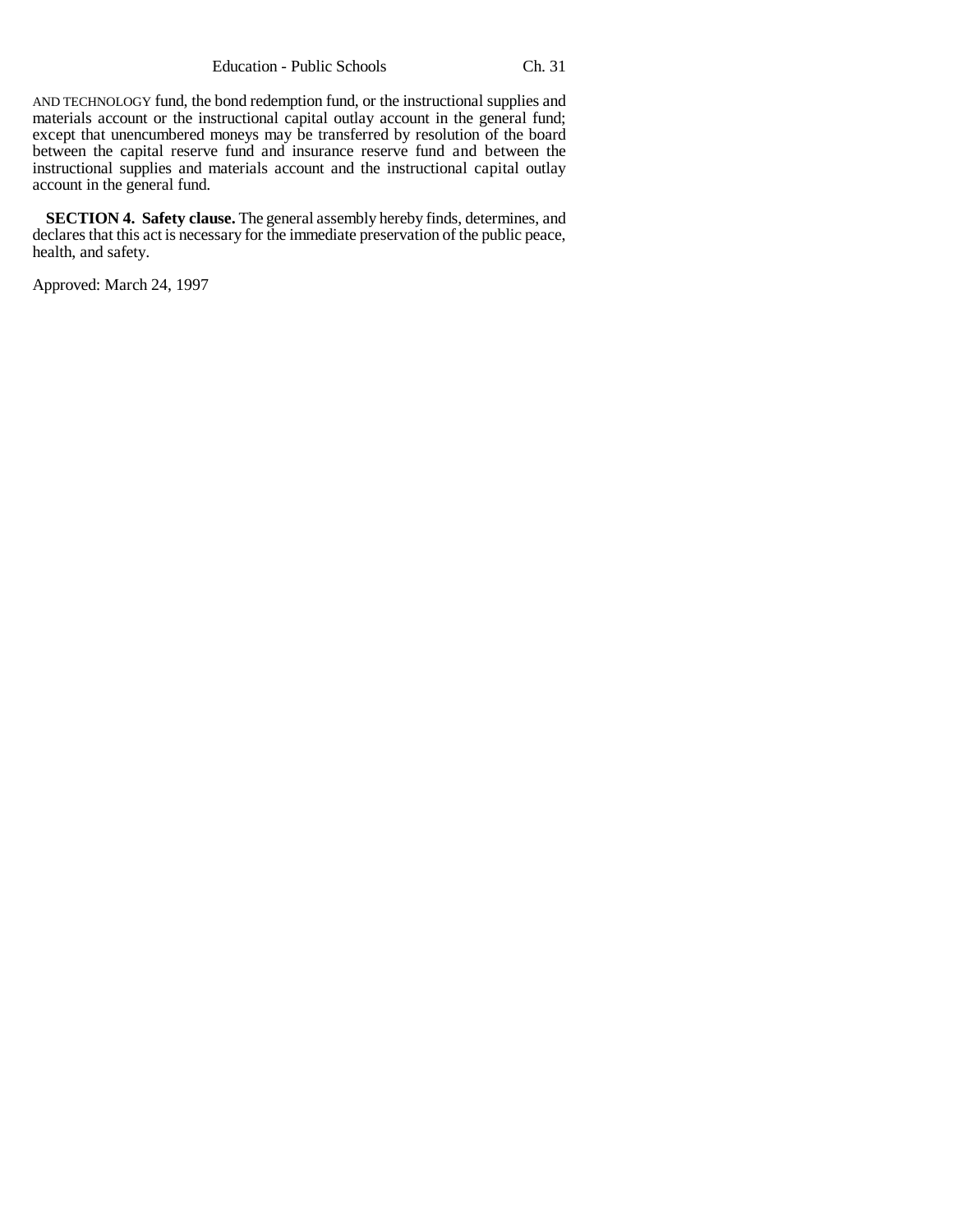AND TECHNOLOGY fund, the bond redemption fund, or the instructional supplies and materials account or the instructional capital outlay account in the general fund; except that unencumbered moneys may be transferred by resolution of the board between the capital reserve fund and insurance reserve fund and between the instructional supplies and materials account and the instructional capital outlay account in the general fund.

**SECTION 4. Safety clause.** The general assembly hereby finds, determines, and declares that this act is necessary for the immediate preservation of the public peace, health, and safety.

Approved: March 24, 1997